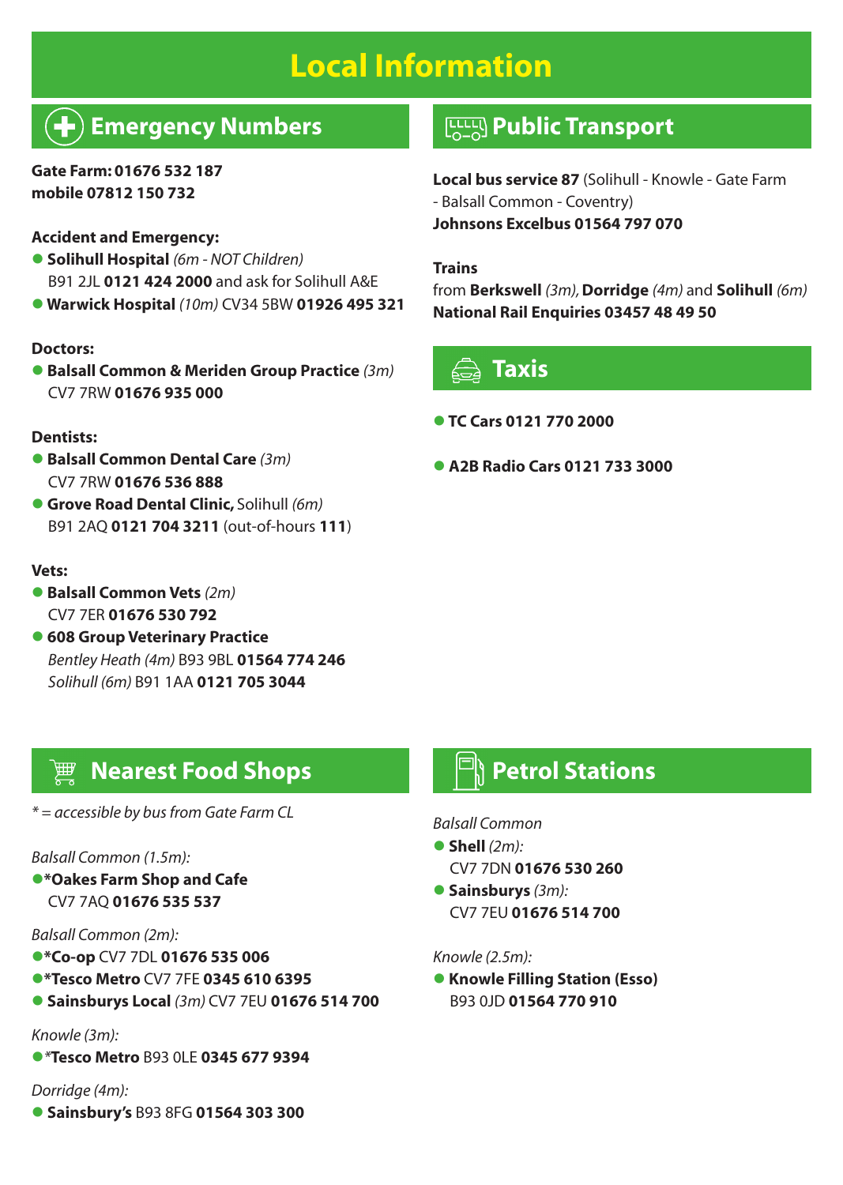# Local Information

## Emergency Numbers

**Gate Farm: 01676 532 187**
**mobile 07812 150 732**

**Accident and Emergency:**

- **Solihull Hospital** *(6m - NOT Children)* B91 2JL **0121 424 2000** and ask for Solihull A&E
- **Warwick Hospital** *(10m)* CV34 5BW **01926 495 321**

**Doctors:**

- **Balsall Common & Meriden Group Practice** *(3m)* CV7 7RW **01676 935 000**

**Dentists:**

- **Balsall Common Dental Care** *(3m)* CV7 7RW **01676 536 888**
- **Grove Road Dental Clinic,** Solihull *(6m)* B91 2AQ **0121 704 3211** (out-of-hours **111**)

**Vets:**

- **Balsall Common Vets** *(2m)* CV7 7ER **01676 530 792**
- **608 Group Veterinary Practice**
  *Bentley Heath (4m)* B93 9BL **01564 774 246**
  *Solihull (6m)* B91 1AA **0121 705 3044**

## Public Transport

**Local bus service 87** (Solihull - Knowle - Gate Farm - Balsall Common - Coventry)
**Johnsons Excelbus 01564 797 070**

**Trains**
from **Berkswell** *(3m)*, **Dorridge** *(4m)* and **Solihull** *(6m)*
**National Rail Enquiries 03457 48 49 50**

## Taxis

- **TC Cars 0121 770 2000**
- **A2B Radio Cars 0121 733 3000**

## Nearest Food Shops

*\* = accessible by bus from Gate Farm CL*

*Balsall Common (1.5m):*

- ***Oakes Farm Shop and Cafe** CV7 7AQ **01676 535 537**

*Balsall Common (2m):*

- ***Co-op** CV7 7DL **01676 535 006**
- ***Tesco Metro** CV7 7FE **0345 610 6395**
- **Sainsburys Local** *(3m)* CV7 7EU **01676 514 700**

*Knowle (3m):*

- ***Tesco Metro** B93 0LE **0345 677 9394**

*Dorridge (4m):*

- **Sainsbury's** B93 8FG **01564 303 300**

## Petrol Stations

*Balsall Common*

- **Shell** *(2m):* CV7 7DN **01676 530 260**
- **Sainsburys** *(3m):* CV7 7EU **01676 514 700**

*Knowle (2.5m):*

- **Knowle Filling Station (Esso)** B93 0JD **01564 770 910**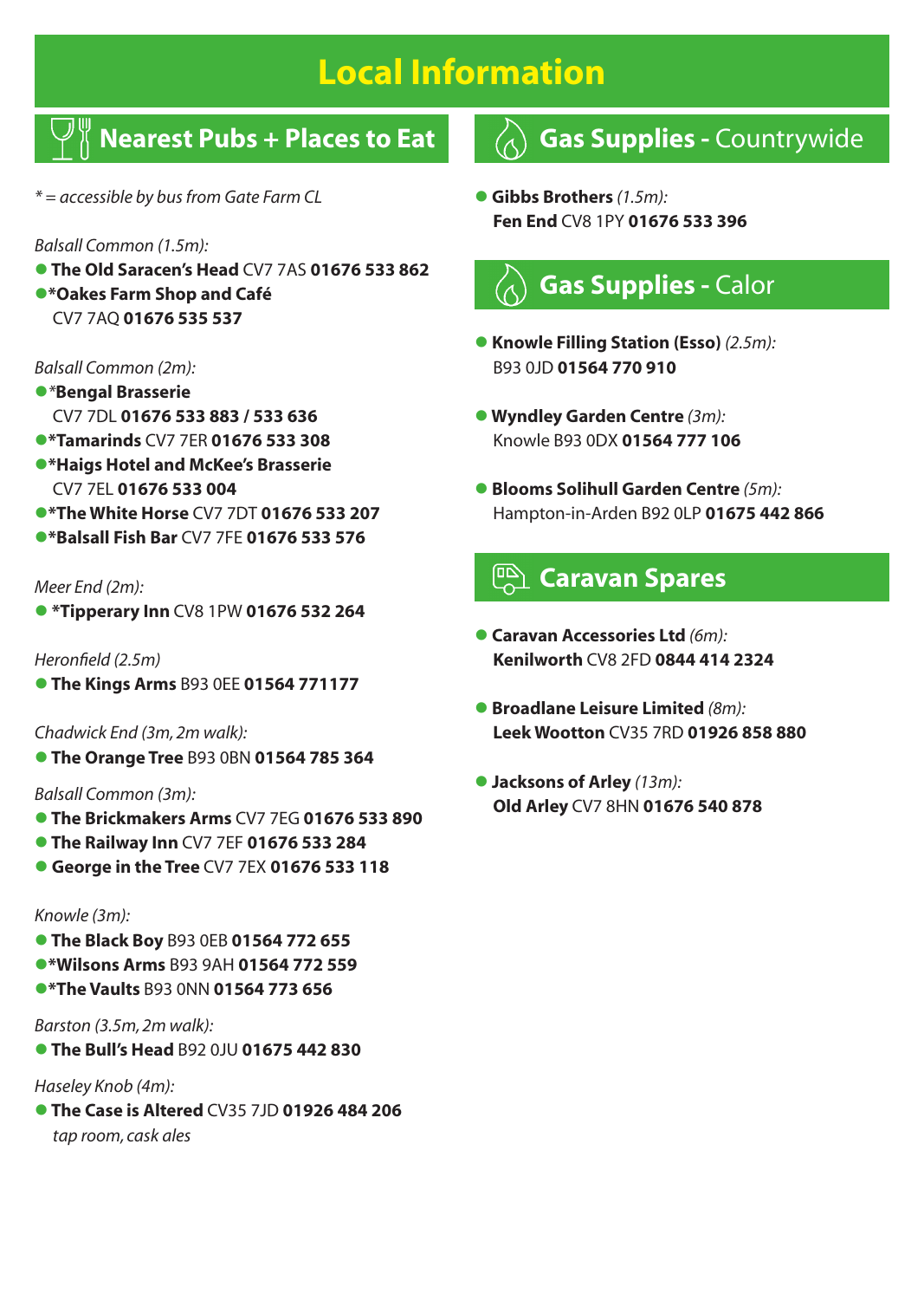# Local Information

## Nearest Pubs + Places to Eat

*\* = accessible by bus from Gate Farm CL*

*Balsall Common (1.5m):*

- **The Old Saracen's Head** CV7 7AS **01676 533 862**
- **\*Oakes Farm Shop and Café** CV7 7AQ **01676 535 537**

*Balsall Common (2m):*

- \***Bengal Brasserie** CV7 7DL **01676 533 883 / 533 636**
- **\*Tamarinds** CV7 7ER **01676 533 308**
- **\*Haigs Hotel and McKee's Brasserie** CV7 7EL **01676 533 004**
- **\*The White Horse** CV7 7DT **01676 533 207**
- **\*Balsall Fish Bar** CV7 7FE **01676 533 576**

*Meer End (2m):*

- **\*Tipperary Inn** CV8 1PW **01676 532 264**

*Heronfield (2.5m)*

- **The Kings Arms** B93 0EE **01564 771177**

*Chadwick End (3m, 2m walk):*

- **The Orange Tree** B93 0BN **01564 785 364**

*Balsall Common (3m):*

- **The Brickmakers Arms** CV7 7EG **01676 533 890**
- **The Railway Inn** CV7 7EF **01676 533 284**
- **George in the Tree** CV7 7EX **01676 533 118**

*Knowle (3m):*

- **The Black Boy** B93 0EB **01564 772 655**
- **\*Wilsons Arms** B93 9AH **01564 772 559**
- **\*The Vaults** B93 0NN **01564 773 656**

*Barston (3.5m, 2m walk):*

- **The Bull's Head** B92 0JU **01675 442 830**

*Haseley Knob (4m):*

- **The Case is Altered** CV35 7JD **01926 484 206**
  *tap room, cask ales*

## Gas Supplies - Countrywide

- **Gibbs Brothers** *(1.5m):*
  **Fen End** CV8 1PY **01676 533 396**

## Gas Supplies - Calor

- **Knowle Filling Station (Esso)** *(2.5m):*
  B93 0JD **01564 770 910**
- **Wyndley Garden Centre** *(3m):*
  Knowle B93 0DX **01564 777 106**
- **Blooms Solihull Garden Centre** *(5m):*
  Hampton-in-Arden B92 0LP **01675 442 866**

## Caravan Spares

- **Caravan Accessories Ltd** *(6m):*
  **Kenilworth** CV8 2FD **0844 414 2324**
- **Broadlane Leisure Limited** *(8m):*
  **Leek Wootton** CV35 7RD **01926 858 880**
- **Jacksons of Arley** *(13m):*
  **Old Arley** CV7 8HN **01676 540 878**